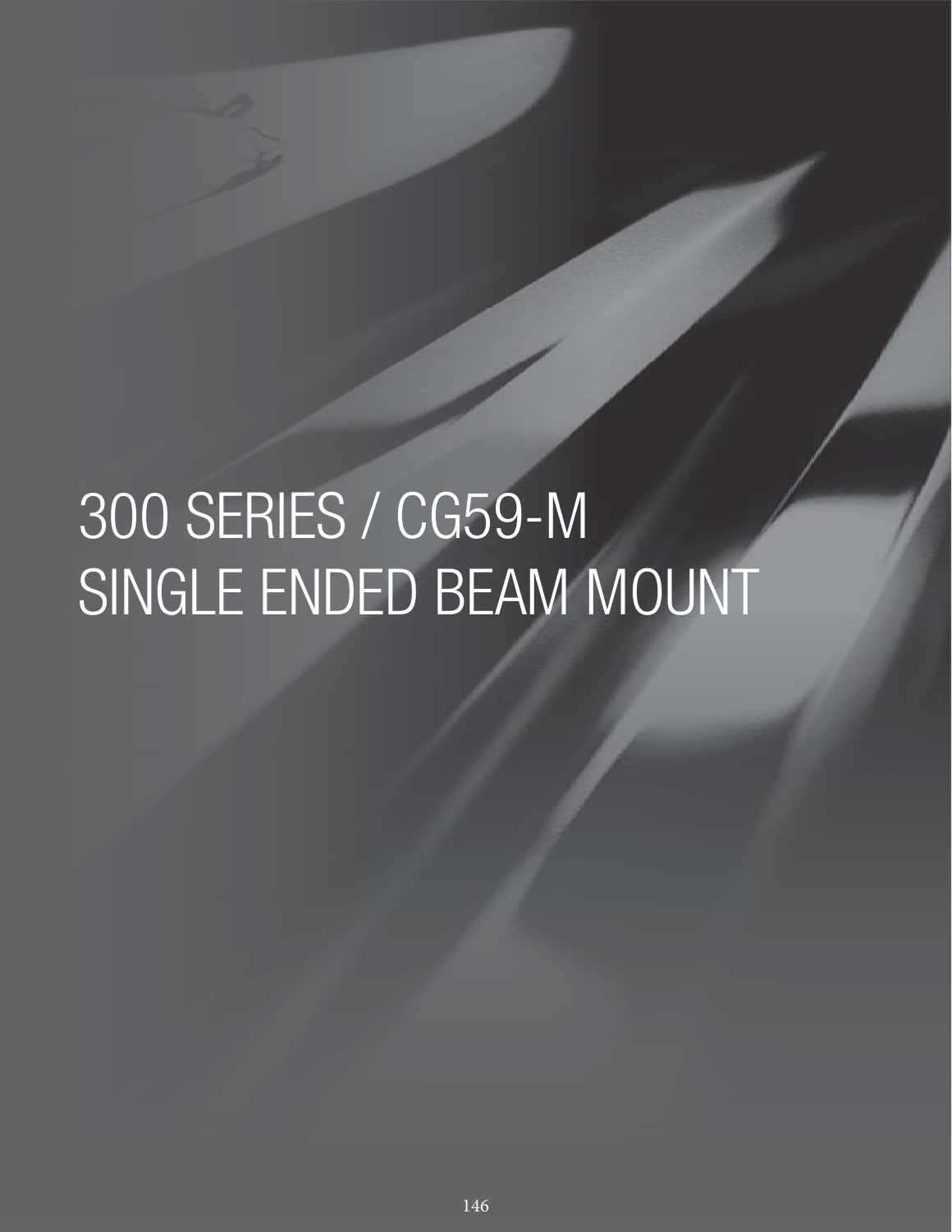# 300 SERIES / CG59-M
# SINGLE ENDED BEAM MOUNT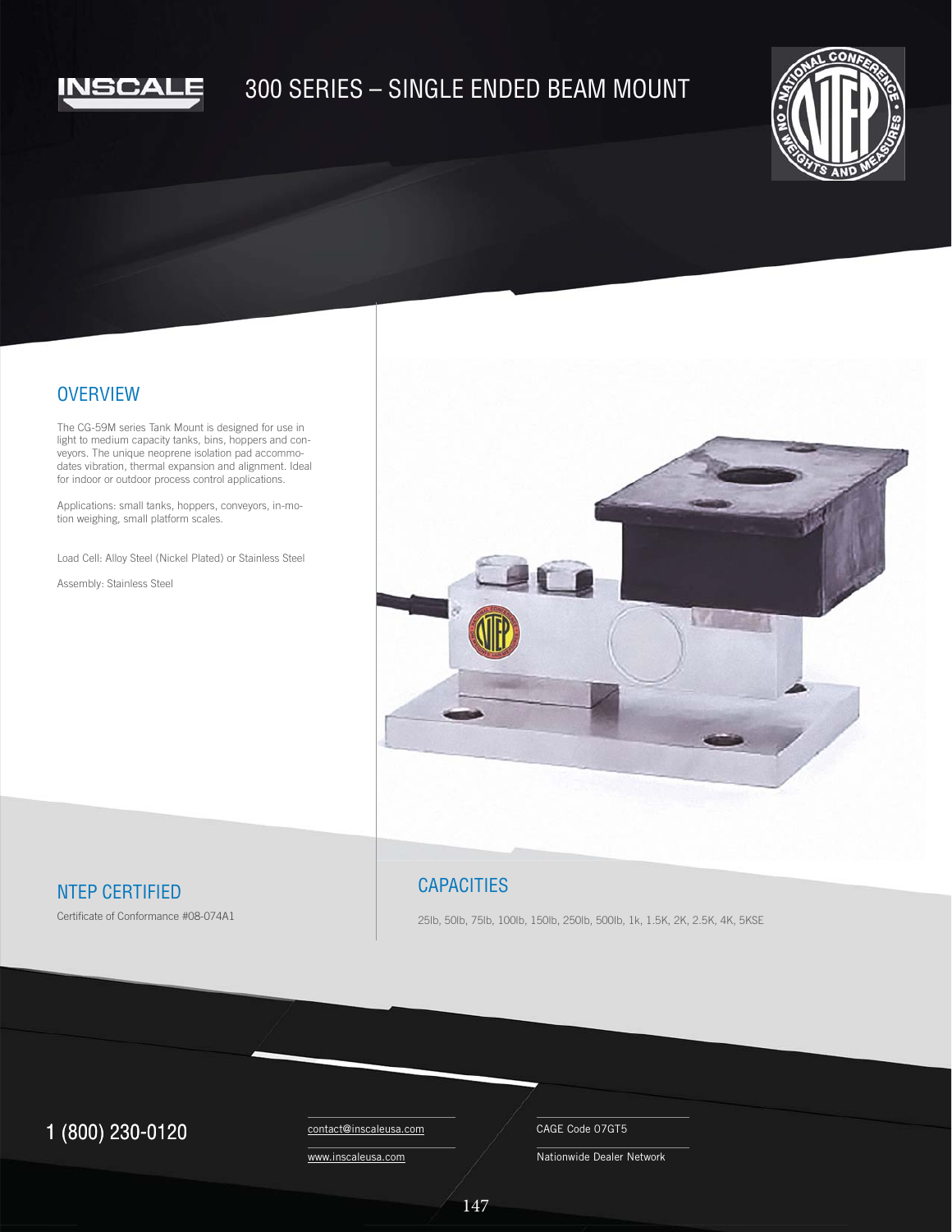INSCALE

# 300 SERIES – SINGLE ENDED BEAM MOUNT

## OVERVIEW

The CG-59M series Tank Mount is designed for use in light to medium capacity tanks, bins, hoppers and conveyors. The unique neoprene isolation pad accommodates vibration, thermal expansion and alignment. Ideal for indoor or outdoor process control applications.

Applications: small tanks, hoppers, conveyors, in-motion weighing, small platform scales.

Load Cell: Alloy Steel (Nickel Plated) or Stainless Steel

Assembly: Stainless Steel

## NTEP CERTIFIED

Certificate of Conformance #08-074A1

## CAPACITIES

25lb, 50lb, 75lb, 100lb, 150lb, 250lb, 500lb, 1k, 1.5K, 2K, 2.5K, 4K, 5KSE

1 (800) 230-0120

contact@inscaleusa.com

www.inscaleusa.com

CAGE Code 07GT5

Nationwide Dealer Network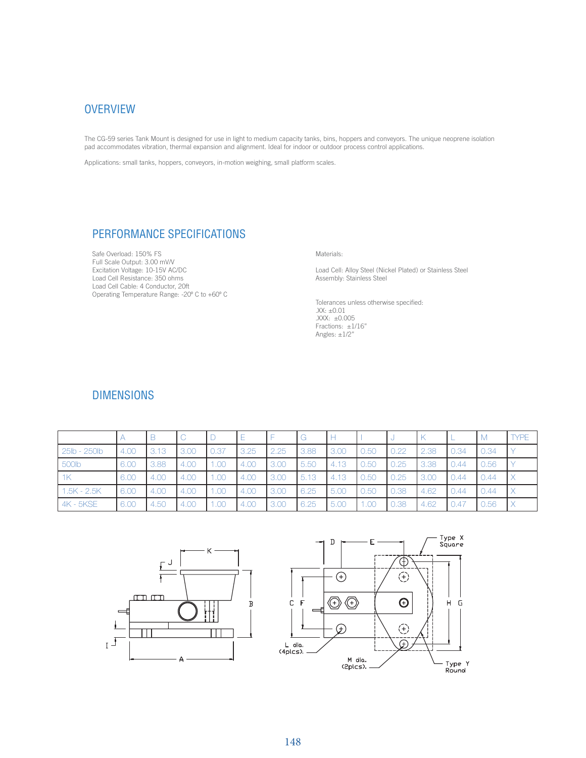## OVERVIEW

The CG-59 series Tank Mount is designed for use in light to medium capacity tanks, bins, hoppers and conveyors. The unique neoprene isolation pad accommodates vibration, thermal expansion and alignment. Ideal for indoor or outdoor process control applications.

Applications: small tanks, hoppers, conveyors, in-motion weighing, small platform scales.

## PERFORMANCE SPECIFICATIONS

Safe Overload: 150% FS
Full Scale Output: 3.00 mV/V
Excitation Voltage: 10-15V AC/DC
Load Cell Resistance: 350 ohms
Load Cell Cable: 4 Conductor, 20ft
Operating Temperature Range: -20º C to +60º C

Materials:

Load Cell: Alloy Steel (Nickel Plated) or Stainless Steel
Assembly: Stainless Steel

Tolerances unless otherwise specified:
.XX: ±0.01
.XXX: ±0.005
Fractions: ±1/16"
Angles: ±1/2"

## DIMENSIONS

| | A | B | C | D | E | F | G | H | I | J | K | L | M | TYPE |
|---|---|---|---|---|---|---|---|---|---|---|---|---|---|---|
| 25lb - 250lb | 4.00 | 3.13 | 3.00 | 0.37 | 3.25 | 2.25 | 3.88 | 3.00 | 0.50 | 0.22 | 2.38 | 0.34 | 0.34 | Y |
| 500lb | 6.00 | 3.88 | 4.00 | 1.00 | 4.00 | 3.00 | 5.50 | 4.13 | 0.50 | 0.25 | 3.38 | 0.44 | 0.56 | Y |
| 1K | 6.00 | 4.00 | 4.00 | 1.00 | 4.00 | 3.00 | 5.13 | 4.13 | 0.50 | 0.25 | 3.00 | 0.44 | 0.44 | X |
| 1.5K - 2.5K | 6.00 | 4.00 | 4.00 | 1.00 | 4.00 | 3.00 | 6.25 | 5.00 | 0.50 | 0.38 | 4.62 | 0.44 | 0.44 | X |
| 4K - 5KSE | 6.00 | 4.50 | 4.00 | 1.00 | 4.00 | 3.00 | 6.25 | 5.00 | 1.00 | 0.38 | 4.62 | 0.47 | 0.56 | X |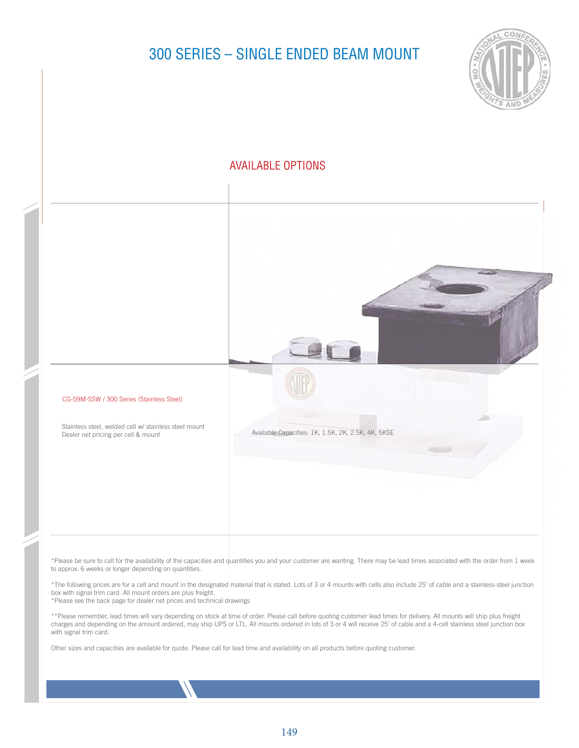# 300 SERIES – SINGLE ENDED BEAM MOUNT

## AVAILABLE OPTIONS

| | |
|---|---|
| CG-59M-SSW / 300 Series (Stainless Steel)<br><br>Stainless steel, welded cell w/ stainless steel mount<br>Dealer net pricing per cell & mount | Available Capacities: 1K, 1.5K, 2K, 2.5K, 4K, 5KSE |

*Please be sure to call for the availability of the capacities and quantities you and your customer are wanting. There may be lead times associated with the order from 1 week to approx. 6 weeks or longer depending on quantities.

*The following prices are for a cell and mount in the designated material that is stated. Lots of 3 or 4 mounts with cells also include 25' of cable and a stainless-steel junction box with signal trim card. All mount orders are plus freight.
*Please see the back page for dealer net prices and technical drawings

**Please remember, lead times will vary depending on stock at time of order. Please call before quoting customer lead times for delivery. All mounts will ship plus freight charges and depending on the amount ordered, may ship UPS or LTL. All mounts ordered in lots of 3 or 4 will receive 25' of cable and a 4-cell stainless steel junction box with signal trim card.

Other sizes and capacities are available for quote. Please call for lead time and availability on all products before quoting customer.